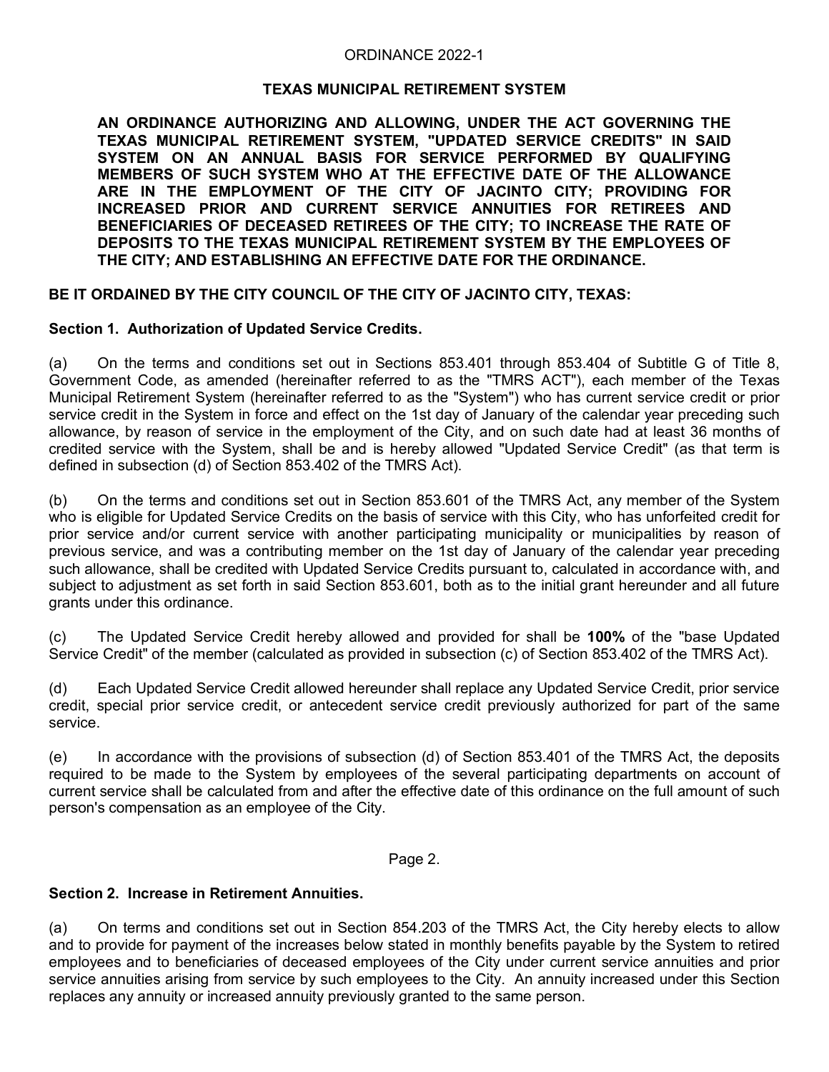ORDINANCE 2022-1

**TEXAS MUNICIPAL RETIREMENT SYSTEM**

**AN ORDINANCE AUTHORIZING AND ALLOWING, UNDER THE ACT GOVERNING THE TEXAS MUNICIPAL RETIREMENT SYSTEM, "UPDATED SERVICE CREDITS" IN SAID SYSTEM ON AN ANNUAL BASIS FOR SERVICE PERFORMED BY QUALIFYING MEMBERS OF SUCH SYSTEM WHO AT THE EFFECTIVE DATE OF THE ALLOWANCE ARE IN THE EMPLOYMENT OF THE CITY OF JACINTO CITY; PROVIDING FOR INCREASED PRIOR AND CURRENT SERVICE ANNUITIES FOR RETIREES AND BENEFICIARIES OF DECEASED RETIREES OF THE CITY; TO INCREASE THE RATE OF DEPOSITS TO THE TEXAS MUNICIPAL RETIREMENT SYSTEM BY THE EMPLOYEES OF THE CITY; AND ESTABLISHING AN EFFECTIVE DATE FOR THE ORDINANCE.**

**BE IT ORDAINED BY THE CITY COUNCIL OF THE CITY OF JACINTO CITY, TEXAS:**

**Section 1. Authorization of Updated Service Credits.**

(a) On the terms and conditions set out in Sections 853.401 through 853.404 of Subtitle G of Title 8, Government Code, as amended (hereinafter referred to as the "TMRS ACT"), each member of the Texas Municipal Retirement System (hereinafter referred to as the "System") who has current service credit or prior service credit in the System in force and effect on the 1st day of January of the calendar year preceding such allowance, by reason of service in the employment of the City, and on such date had at least 36 months of credited service with the System, shall be and is hereby allowed "Updated Service Credit" (as that term is defined in subsection (d) of Section 853.402 of the TMRS Act).

(b) On the terms and conditions set out in Section 853.601 of the TMRS Act, any member of the System who is eligible for Updated Service Credits on the basis of service with this City, who has unforfeited credit for prior service and/or current service with another participating municipality or municipalities by reason of previous service, and was a contributing member on the 1st day of January of the calendar year preceding such allowance, shall be credited with Updated Service Credits pursuant to, calculated in accordance with, and subject to adjustment as set forth in said Section 853.601, both as to the initial grant hereunder and all future grants under this ordinance.

(c) The Updated Service Credit hereby allowed and provided for shall be **100%** of the "base Updated Service Credit" of the member (calculated as provided in subsection (c) of Section 853.402 of the TMRS Act).

(d) Each Updated Service Credit allowed hereunder shall replace any Updated Service Credit, prior service credit, special prior service credit, or antecedent service credit previously authorized for part of the same service.

(e) In accordance with the provisions of subsection (d) of Section 853.401 of the TMRS Act, the deposits required to be made to the System by employees of the several participating departments on account of current service shall be calculated from and after the effective date of this ordinance on the full amount of such person's compensation as an employee of the City.

Page 2.

**Section 2. Increase in Retirement Annuities.**

(a) On terms and conditions set out in Section 854.203 of the TMRS Act, the City hereby elects to allow and to provide for payment of the increases below stated in monthly benefits payable by the System to retired employees and to beneficiaries of deceased employees of the City under current service annuities and prior service annuities arising from service by such employees to the City. An annuity increased under this Section replaces any annuity or increased annuity previously granted to the same person.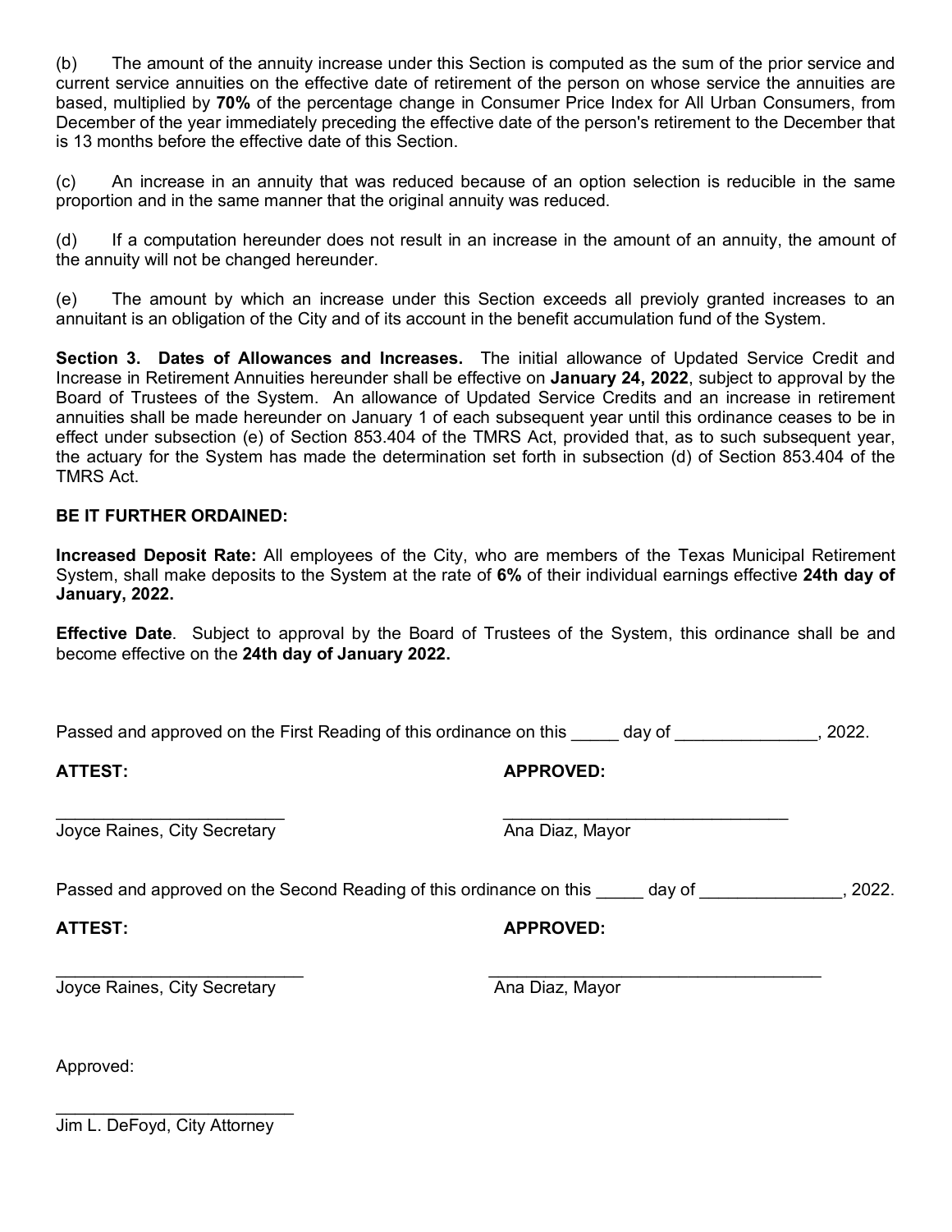(b) The amount of the annuity increase under this Section is computed as the sum of the prior service and current service annuities on the effective date of retirement of the person on whose service the annuities are based, multiplied by **70%** of the percentage change in Consumer Price Index for All Urban Consumers, from December of the year immediately preceding the effective date of the person's retirement to the December that is 13 months before the effective date of this Section.

(c) An increase in an annuity that was reduced because of an option selection is reducible in the same proportion and in the same manner that the original annuity was reduced.

(d) If a computation hereunder does not result in an increase in the amount of an annuity, the amount of the annuity will not be changed hereunder.

(e) The amount by which an increase under this Section exceeds all previoly granted increases to an annuitant is an obligation of the City and of its account in the benefit accumulation fund of the System.

**Section 3. Dates of Allowances and Increases.** The initial allowance of Updated Service Credit and Increase in Retirement Annuities hereunder shall be effective on **January 24, 2022**, subject to approval by the Board of Trustees of the System. An allowance of Updated Service Credits and an increase in retirement annuities shall be made hereunder on January 1 of each subsequent year until this ordinance ceases to be in effect under subsection (e) of Section 853.404 of the TMRS Act, provided that, as to such subsequent year, the actuary for the System has made the determination set forth in subsection (d) of Section 853.404 of the TMRS Act.

**BE IT FURTHER ORDAINED:**

**Increased Deposit Rate:** All employees of the City, who are members of the Texas Municipal Retirement System, shall make deposits to the System at the rate of **6%** of their individual earnings effective **24th day of January, 2022.**

**Effective Date**. Subject to approval by the Board of Trustees of the System, this ordinance shall be and become effective on the **24th day of January 2022.**

Passed and approved on the First Reading of this ordinance on this _____ day of _______________, 2022.

**ATTEST:** **APPROVED:**

_________________________ ______________________________

Joyce Raines, City Secretary Ana Diaz, Mayor

Passed and approved on the Second Reading of this ordinance on this _____ day of _______________, 2022.

**ATTEST:** **APPROVED:**

_________________________ ______________________________

Joyce Raines, City Secretary Ana Diaz, Mayor

Approved:

__________________________

Jim L. DeFoyd, City Attorney